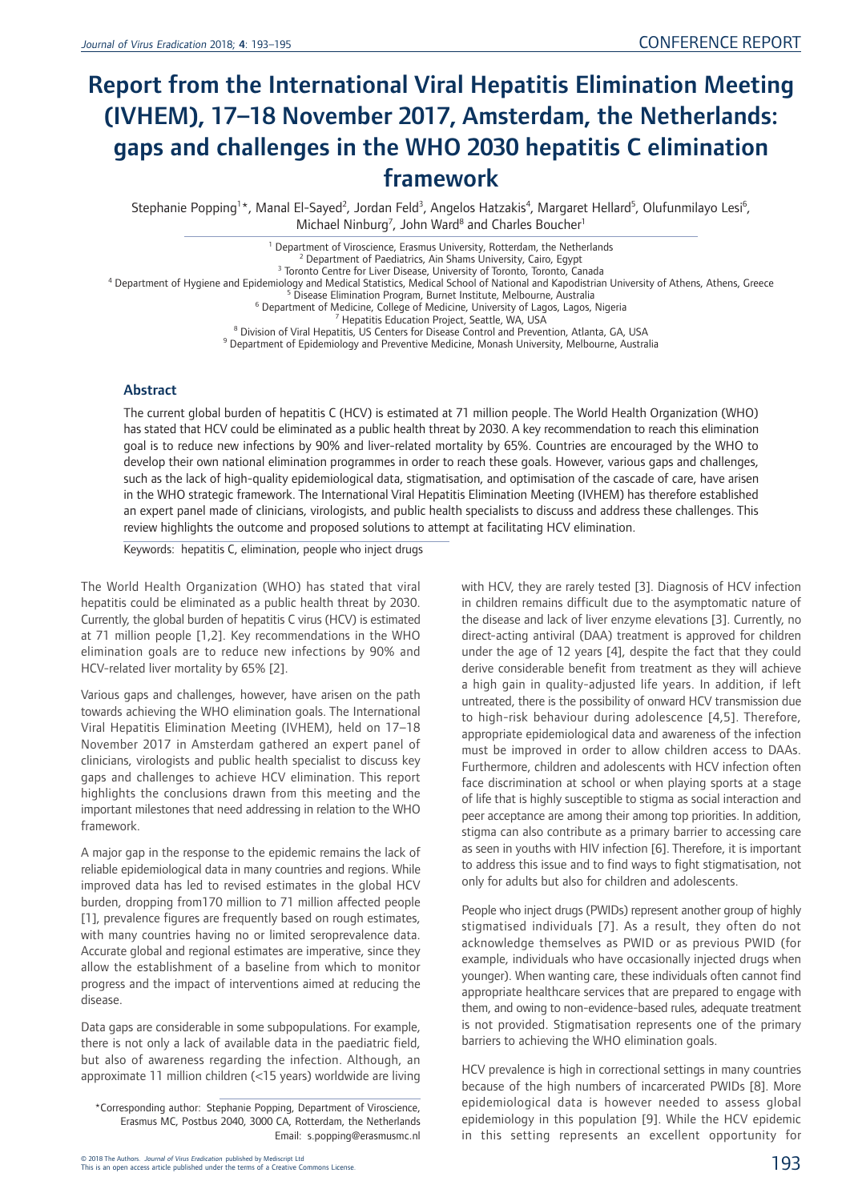# Report from the International Viral Hepatitis Elimination Meeting (IVHEM), 17–18 November 2017, Amsterdam, the Netherlands: gaps and challenges in the WHO 2030 hepatitis C elimination framework

Stephanie Popping[1]*, Manal El-Sayed[2], Jordan Feld[3], Angelos Hatzakis[4], Margaret Hellard[5], Olufunmilayo Lesi[6], Michael Ninburg[7], John Ward[8] and Charles Boucher[1]

[1] Department of Viroscience, Erasmus University, Rotterdam, the Netherlands
[2] Department of Paediatrics, Ain Shams University, Cairo, Egypt
[3] Toronto Centre for Liver Disease, University of Toronto, Toronto, Canada
[4] Department of Hygiene and Epidemiology and Medical Statistics, Medical School of National and Kapodistrian University of Athens, Athens, Greece
[5] Disease Elimination Program, Burnet Institute, Melbourne, Australia
[6] Department of Medicine, College of Medicine, University of Lagos, Lagos, Nigeria
[7] Hepatitis Education Project, Seattle, WA, USA
[8] Division of Viral Hepatitis, US Centers for Disease Control and Prevention, Atlanta, GA, USA
[9] Department of Epidemiology and Preventive Medicine, Monash University, Melbourne, Australia

## Abstract

The current global burden of hepatitis C (HCV) is estimated at 71 million people. The World Health Organization (WHO) has stated that HCV could be eliminated as a public health threat by 2030. A key recommendation to reach this elimination goal is to reduce new infections by 90% and liver-related mortality by 65%. Countries are encouraged by the WHO to develop their own national elimination programmes in order to reach these goals. However, various gaps and challenges, such as the lack of high-quality epidemiological data, stigmatisation, and optimisation of the cascade of care, have arisen in the WHO strategic framework. The International Viral Hepatitis Elimination Meeting (IVHEM) has therefore established an expert panel made of clinicians, virologists, and public health specialists to discuss and address these challenges. This review highlights the outcome and proposed solutions to attempt at facilitating HCV elimination.

Keywords: hepatitis C, elimination, people who inject drugs

The World Health Organization (WHO) has stated that viral hepatitis could be eliminated as a public health threat by 2030. Currently, the global burden of hepatitis C virus (HCV) is estimated at 71 million people [1,2]. Key recommendations in the WHO elimination goals are to reduce new infections by 90% and HCV-related liver mortality by 65% [2].

Various gaps and challenges, however, have arisen on the path towards achieving the WHO elimination goals. The International Viral Hepatitis Elimination Meeting (IVHEM), held on 17–18 November 2017 in Amsterdam gathered an expert panel of clinicians, virologists and public health specialist to discuss key gaps and challenges to achieve HCV elimination. This report highlights the conclusions drawn from this meeting and the important milestones that need addressing in relation to the WHO framework.

A major gap in the response to the epidemic remains the lack of reliable epidemiological data in many countries and regions. While improved data has led to revised estimates in the global HCV burden, dropping from170 million to 71 million affected people [1], prevalence figures are frequently based on rough estimates, with many countries having no or limited seroprevalence data. Accurate global and regional estimates are imperative, since they allow the establishment of a baseline from which to monitor progress and the impact of interventions aimed at reducing the disease.

Data gaps are considerable in some subpopulations. For example, there is not only a lack of available data in the paediatric field, but also of awareness regarding the infection. Although, an approximate 11 million children (<15 years) worldwide are living with HCV, they are rarely tested [3]. Diagnosis of HCV infection in children remains difficult due to the asymptomatic nature of the disease and lack of liver enzyme elevations [3]. Currently, no direct-acting antiviral (DAA) treatment is approved for children under the age of 12 years [4], despite the fact that they could derive considerable benefit from treatment as they will achieve a high gain in quality-adjusted life years. In addition, if left untreated, there the possibility of onward HCV transmission due to high-risk behaviour during adolescence [4,5]. Therefore, appropriate epidemiological data and awareness of the infection must be improved in order to allow children access to DAAs. Furthermore, children and adolescents with HCV infection often face discrimination at school or when playing sports at a stage of life that is highly susceptible to stigma as social interaction and peer acceptance are among their among top priorities. In addition, stigma can also contribute as a primary barrier to accessing care as seen in youths with HIV infection [6]. Therefore, it is important to address this issue and to find ways to fight stigmatisation, not only for adults but also for children and adolescents.

People who inject drugs (PWIDs) represent another group of highly stigmatised individuals [7]. As a result, they often do not acknowledge themselves as PWID or as previous PWID (for example, individuals who have occasionally injected drugs when younger). When wanting care, these individuals often cannot find appropriate healthcare services that are prepared to engage with them, and owing to non-evidence-based rules, adequate treatment is not provided. Stigmatisation represents one of the primary barriers to achieving the WHO elimination goals.

HCV prevalence is high in correctional settings in many countries because of the high numbers of incarcerated PWIDs [8]. More epidemiological data is however needed to assess global epidemiology in this population [9]. While the HCV epidemic in this setting represents an excellent opportunity for

*Corresponding author: Stephanie Popping, Department of Viroscience, Erasmus MC, Postbus 2040, 3000 CA, Rotterdam, the Netherlands
Email: s.popping@erasmusmc.nl

© 2018 The Authors. *Journal of Virus Eradication* published by Mediscript Ltd
This is an open access article published under the terms of a Creative Commons License.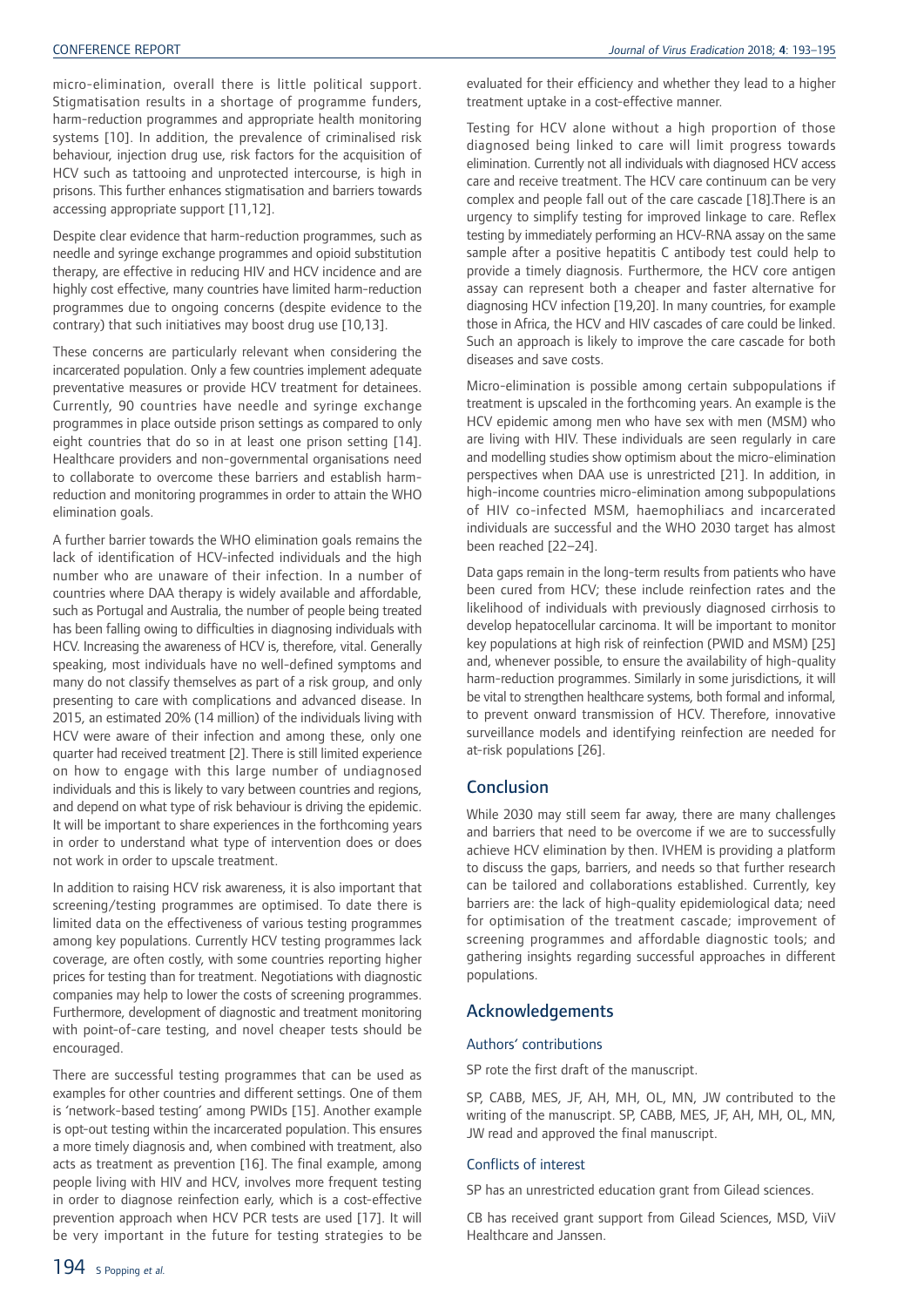micro-elimination, overall there is little political support. Stigmatisation results in a shortage of programme funders, harm-reduction programmes and appropriate health monitoring systems [10]. In addition, the prevalence of criminalised risk behaviour, injection drug use, risk factors for the acquisition of HCV such as tattooing and unprotected intercourse, is high in prisons. This further enhances stigmatisation and barriers towards accessing appropriate support [11,12].

Despite clear evidence that harm-reduction programmes, such as needle and syringe exchange programmes and opioid substitution therapy, are effective in reducing HIV and HCV incidence and are highly cost effective, many countries have limited harm-reduction programmes due to ongoing concerns (despite evidence to the contrary) that such initiatives may boost drug use [10,13].

These concerns are particularly relevant when considering the incarcerated population. Only a few countries implement adequate preventative measures or provide HCV treatment for detainees. Currently, 90 countries have needle and syringe exchange programmes in place outside prison settings as compared to only eight countries that do so in at least one prison setting [14]. Healthcare providers and non-governmental organisations need to collaborate to overcome these barriers and establish harm-reduction and monitoring programmes in order to attain the WHO elimination goals.

A further barrier towards the WHO elimination goals remains the lack of identification of HCV-infected individuals and the high number who are unaware of their infection. In a number of countries where DAA therapy is widely available and affordable, such as Portugal and Australia, the number of people being treated has been falling owing to difficulties in diagnosing individuals with HCV. Increasing the awareness of HCV is, therefore, vital. Generally speaking, most individuals have no well-defined symptoms and many do not classify themselves as part of a risk group, and only presenting to care with complications and advanced disease. In 2015, an estimated 20% (14 million) of the individuals living with HCV were aware of their infection and among these, only one quarter had received treatment [2]. There is still limited experience on how to engage with this large number of undiagnosed individuals and this is likely to vary between countries and regions, and depend on what type of risk behaviour is driving the epidemic. It will be important to share experiences in the forthcoming years in order to understand what type of intervention does or does not work in order to upscale treatment.

In addition to raising HCV risk awareness, it is also important that screening/testing programmes are optimised. To date there is limited data on the effectiveness of various testing programmes among key populations. Currently HCV testing programmes lack coverage, are often costly, with some countries reporting higher prices for testing than for treatment. Negotiations with diagnostic companies may help to lower the costs of screening programmes. Furthermore, development of diagnostic and treatment monitoring with point-of-care testing, and novel cheaper tests should be encouraged.

There are successful testing programmes that can be used as examples for other countries and different settings. One of them is 'network-based testing' among PWIDs [15]. Another example is opt-out testing within the incarcerated population. This ensures a more timely diagnosis and, when combined with treatment, also acts as treatment as prevention [16]. The final example, among people living with HIV and HCV, involves more frequent testing in order to diagnose reinfection early, which is a cost-effective prevention approach when HCV PCR tests are used [17]. It will be very important in the future for testing strategies to be evaluated for their efficiency and whether they lead to a higher treatment uptake in a cost-effective manner.

Testing for HCV alone without a high proportion of those diagnosed being linked to care will limit progress towards elimination. Currently not all individuals with diagnosed HCV access care and receive treatment. The HCV care continuum can be very complex and people fall out of the care cascade [18].There is an urgency to simplify testing for improved linkage to care. Reflex testing by immediately performing an HCV-RNA assay on the same sample after a positive hepatitis C antibody test could help to provide a timely diagnosis. Furthermore, the HCV core antigen assay can represent both a cheaper and faster alternative for diagnosing HCV infection [19,20]. In many countries, for example those in Africa, the HCV and HIV cascades of care could be linked. Such an approach is likely to improve the care cascade for both diseases and save costs.

Micro-elimination is possible among certain subpopulations if treatment is upscaled in the forthcoming years. An example is the HCV epidemic among men who have sex with men (MSM) who are living with HIV. These individuals are seen regularly in care and modelling studies show optimism about the micro-elimination perspectives when DAA use is unrestricted [21]. In addition, in high-income countries micro-elimination among subpopulations of HIV co-infected MSM, haemophiliacs and incarcerated individuals are successful and the WHO 2030 target has almost been reached [22–24].

Data gaps remain in the long-term results from patients who have been cured from HCV; these include reinfection rates and the likelihood of individuals with previously diagnosed cirrhosis to develop hepatocellular carcinoma. It will be important to monitor key populations at high risk of reinfection (PWID and MSM) [25] and, whenever possible, to ensure the availability of high-quality harm-reduction programmes. Similarly in some jurisdictions, it will be vital to strengthen healthcare systems, both formal and informal, to prevent onward transmission of HCV. Therefore, innovative surveillance models and identifying reinfection are needed for at-risk populations [26].

## Conclusion

While 2030 may still seem far away, there are many challenges and barriers that need to be overcome if we are to successfully achieve HCV elimination by then. IVHEM is providing a platform to discuss the gaps, barriers, and needs so that further research can be tailored and collaborations established. Currently, key barriers are: the lack of high-quality epidemiological data; need for optimisation of the treatment cascade; improvement of screening programmes and affordable diagnostic tools; and gathering insights regarding successful approaches in different populations.

## Acknowledgements

### Authors' contributions

SP rote the first draft of the manuscript.

SP, CABB, MES, JF, AH, MH, OL, MN, JW contributed to the writing of the manuscript. SP, CABB, MES, JF, AH, MH, OL, MN, JW read and approved the final manuscript.

### Conflicts of interest

SP has an unrestricted education grant from Gilead sciences.

CB has received grant support from Gilead Sciences, MSD, ViiV Healthcare and Janssen.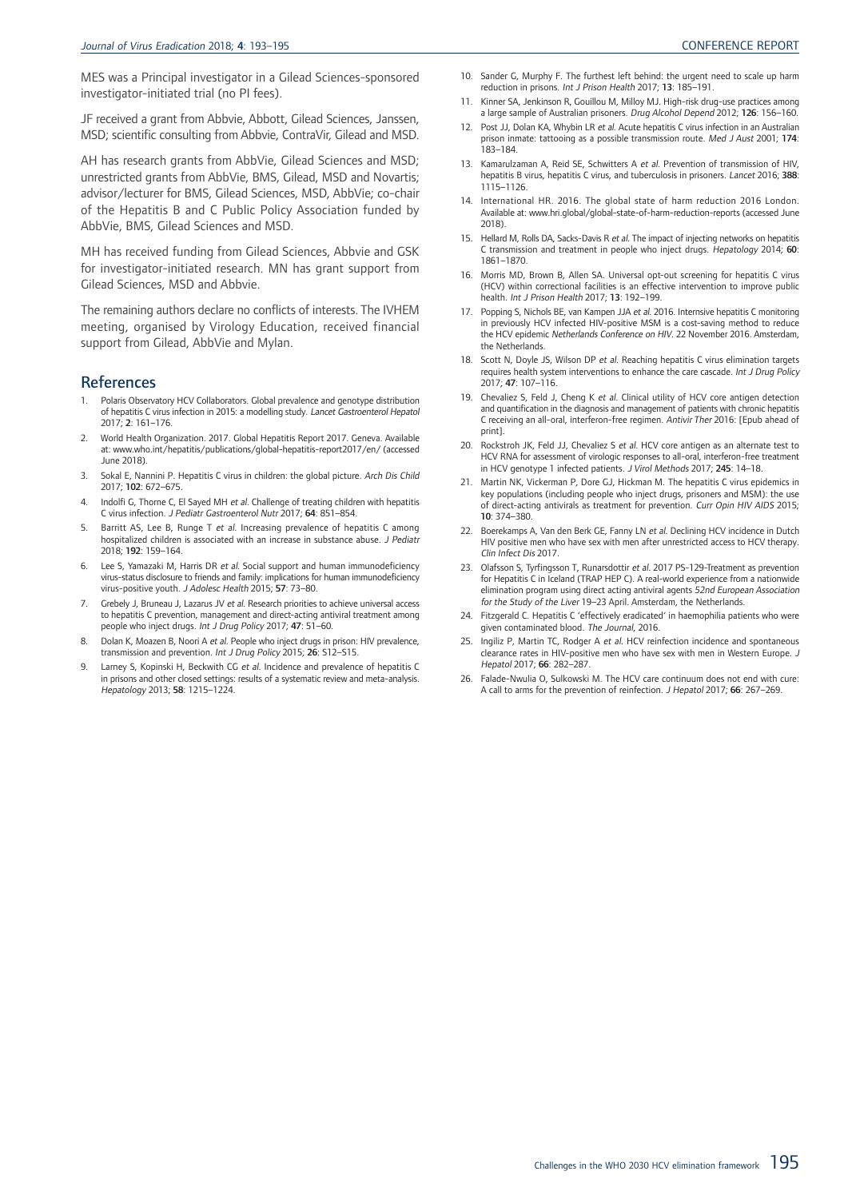MES was a Principal investigator in a Gilead Sciences-sponsored investigator-initiated trial (no PI fees).

JF received a grant from Abbvie, Abbott, Gilead Sciences, Janssen, MSD; scientific consulting from Abbvie, ContraVir, Gilead and MSD.

AH has research grants from AbbVie, Gilead Sciences and MSD; unrestricted grants from AbbVie, BMS, Gilead, MSD and Novartis; advisor/lecturer for BMS, Gilead Sciences, MSD, AbbVie; co-chair of the Hepatitis B and C Public Policy Association funded by AbbVie, BMS, Gilead Sciences and MSD.

MH has received funding from Gilead Sciences, Abbvie and GSK for investigator-initiated research. MN has grant support from Gilead Sciences, MSD and Abbvie.

The remaining authors declare no conflicts of interests. The IVHEM meeting, organised by Virology Education, received financial support from Gilead, AbbVie and Mylan.

## References

1. Polaris Observatory HCV Collaborators. Global prevalence and genotype distribution of hepatitis C virus infection in 2015: a modelling study. *Lancet Gastroenterol Hepatol* 2017; **2**: 161–176.
2. World Health Organization. 2017. Global Hepatitis Report 2017. Geneva. Available at: www.who.int/hepatitis/publications/global-hepatitis-report2017/en/ (accessed June 2018).
3. Sokal E, Nannini P. Hepatitis C virus in children: the global picture. *Arch Dis Child* 2017; **102**: 672–675.
4. Indolfi G, Thorne C, El Sayed MH *et al.* Challenge of treating children with hepatitis C virus infection. *J Pediatr Gastroenterol Nutr* 2017; **64**: 851–854.
5. Barritt AS, Lee B, Runge T *et al.* Increasing prevalence of hepatitis C among hospitalized children is associated with an increase in substance abuse. *J Pediatr* 2018; **192**: 159–164.
6. Lee S, Yamazaki M, Harris DR *et al.* Social support and human immunodeficiency virus-status disclosure to friends and family: implications for human immunodeficiency virus-positive youth. *J Adolesc Health* 2015; **57**: 73–80.
7. Grebely J, Bruneau J, Lazarus JV *et al.* Research priorities to achieve universal access to hepatitis C prevention, management and direct-acting antiviral treatment among people who inject drugs. *Int J Drug Policy* 2017; **47**: 51–60.
8. Dolan K, Moazen B, Noori A *et al.* People who inject drugs in prison: HIV prevalence, transmission and prevention. *Int J Drug Policy* 2015; **26**: S12–S15.
9. Larney S, Kopinski H, Beckwith CG *et al.* Incidence and prevalence of hepatitis C in prisons and other closed settings: results of a systematic review and meta-analysis. *Hepatology* 2013; **58**: 1215–1224.
10. Sander G, Murphy F. The furthest left behind: the urgent need to scale up harm reduction in prisons. *Int J Prison Health* 2017; **13**: 185–191.
11. Kinner SA, Jenkinson R, Gouillou M, Milloy MJ. High-risk drug-use practices among a large sample of Australian prisoners. *Drug Alcohol Depend* 2012; **126**: 156–160.
12. Post JJ, Dolan KA, Whybin LR *et al.* Acute hepatitis C virus infection in an Australian prison inmate: tattooing as a possible transmission route. *Med J Aust* 2001; **174**: 183–184.
13. Kamarulzaman A, Reid SE, Schwitters A *et al.* Prevention of transmission of HIV, hepatitis B virus, hepatitis C virus, and tuberculosis in prisoners. *Lancet* 2016; **388**: 1115–1126.
14. International HR. 2016. The global state of harm reduction 2016 London. Available at: www.hri.global/global-state-of-harm-reduction-reports (accessed June 2018).
15. Hellard M, Rolls DA, Sacks-Davis R *et al.* The impact of injecting networks on hepatitis C transmission and treatment in people who inject drugs. *Hepatology* 2014; **60**: 1861–1870.
16. Morris MD, Brown B, Allen SA. Universal opt-out screening for hepatitis C virus (HCV) within correctional facilities is an effective intervention to improve public health. *Int J Prison Health* 2017; **13**: 192–199.
17. Popping S, Nichols BE, van Kampen JJA *et al.* 2016. Internsive hepatitis C monitoring in previously HCV infected HIV-positive MSM is a cost-saving method to reduce the HCV epidemic *Netherlands Conference on HIV*. 22 November 2016. Amsterdam, the Netherlands.
18. Scott N, Doyle JS, Wilson DP *et al.* Reaching hepatitis C virus elimination targets requires health system interventions to enhance the care cascade. *Int J Drug Policy* 2017; **47**: 107–116.
19. Chevaliez S, Feld J, Cheng K *et al.* Clinical utility of HCV core antigen detection and quantification in the diagnosis and management of patients with chronic hepatitis C receiving an all-oral, interferon-free regimen. *Antivir Ther* 2016: [Epub ahead of print].
20. Rockstroh JK, Feld JJ, Chevaliez S *et al.* HCV core antigen as an alternate test to HCV RNA for assessment of virologic responses to all-oral, interferon-free treatment in HCV genotype 1 infected patients. *J Virol Methods* 2017; **245**: 14–18.
21. Martin NK, Vickerman P, Dore GJ, Hickman M. The hepatitis C virus epidemics in key populations (including people who inject drugs, prisoners and MSM): the use of direct-acting antivirals as treatment for prevention. *Curr Opin HIV AIDS* 2015; **10**: 374–380.
22. Boerekamps A, Van den Berk GE, Fanny LN *et al.* Declining HCV incidence in Dutch HIV positive men who have sex with men after unrestricted access to HCV therapy. *Clin Infect Dis* 2017.
23. Olafsson S, Tyrfingsson T, Runarsdottir *et al.* 2017 PS-129-Treatment as prevention for Hepatitis C in Iceland (TRAP HEP C). A real-world experience from a nationwide elimination program using direct acting antiviral agents *52nd European Association for the Study of the Liver* 19–23 April. Amsterdam, the Netherlands.
24. Fitzgerald C. Hepatitis C 'effectively eradicated' in haemophilia patients who were given contaminated blood. *The Journal*, 2016.
25. Ingiliz P, Martin TC, Rodger A *et al.* HCV reinfection incidence and spontaneous clearance rates in HIV-positive men who have sex with men in Western Europe. *J Hepatol* 2017; **66**: 282–287.
26. Falade-Nwulia O, Sulkowski M. The HCV care continuum does not end with cure: A call to arms for the prevention of reinfection. *J Hepatol* 2017; **66**: 267–269.